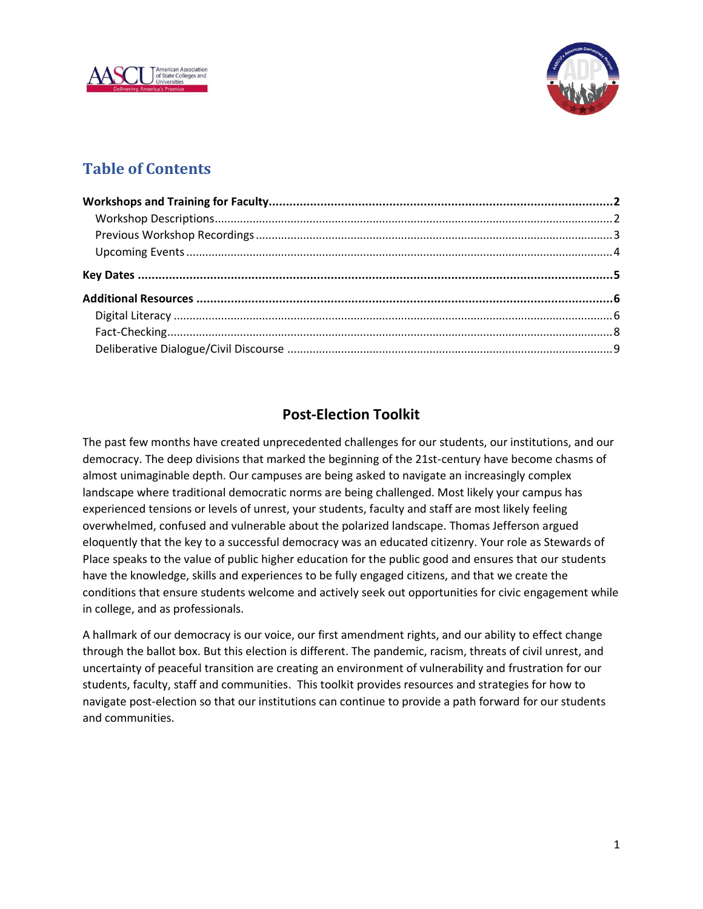## Table of Contents

**Workshops and Training for Faculty** ... **2**
- Workshop Descriptions ... 2
- Previous Workshop Recordings ... 3
- Upcoming Events ... 4

**Key Dates** ... **5**

**Additional Resources** ... **6**
- Digital Literacy ... 6
- Fact-Checking ... 8
- Deliberative Dialogue/Civil Discourse ... 9

# Post-Election Toolkit

The past few months have created unprecedented challenges for our students, our institutions, and our democracy. The deep divisions that marked the beginning of the 21st-century have become chasms of almost unimaginable depth. Our campuses are being asked to navigate an increasingly complex landscape where traditional democratic norms are being challenged. Most likely your campus has experienced tensions or levels of unrest, your students, faculty and staff are most likely feeling overwhelmed, confused and vulnerable about the polarized landscape. Thomas Jefferson argued eloquently that the key to a successful democracy was an educated citizenry. Your role as Stewards of Place speaks to the value of public higher education for the public good and ensures that our students have the knowledge, skills and experiences to be fully engaged citizens, and that we create the conditions that ensure students welcome and actively seek out opportunities for civic engagement while in college, and as professionals.

A hallmark of our democracy is our voice, our first amendment rights, and our ability to effect change through the ballot box. But this election is different. The pandemic, racism, threats of civil unrest, and uncertainty of peaceful transition are creating an environment of vulnerability and frustration for our students, faculty, staff and communities. This toolkit provides resources and strategies for how to navigate post-election so that our institutions can continue to provide a path forward for our students and communities.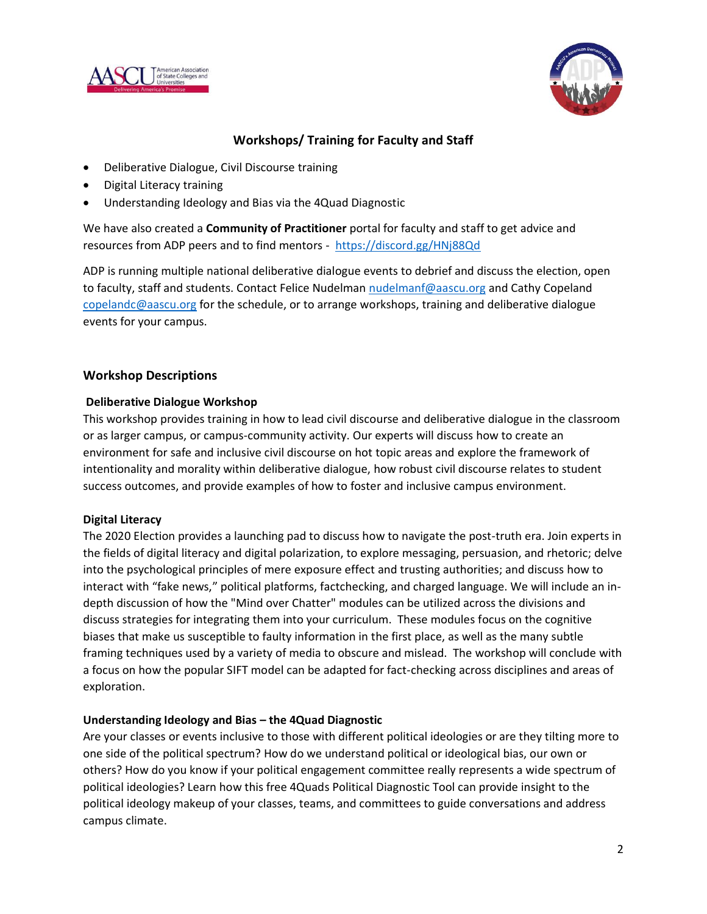## Workshops/ Training for Faculty and Staff

- Deliberative Dialogue, Civil Discourse training
- Digital Literacy training
- Understanding Ideology and Bias via the 4Quad Diagnostic

We have also created a **Community of Practitioner** portal for faculty and staff to get advice and resources from ADP peers and to find mentors - https://discord.gg/HNj88Qd

ADP is running multiple national deliberative dialogue events to debrief and discuss the election, open to faculty, staff and students. Contact Felice Nudelman nudelmanf@aascu.org and Cathy Copeland copelandc@aascu.org for the schedule, or to arrange workshops, training and deliberative dialogue events for your campus.

## Workshop Descriptions

### Deliberative Dialogue Workshop

This workshop provides training in how to lead civil discourse and deliberative dialogue in the classroom or as larger campus, or campus-community activity. Our experts will discuss how to create an environment for safe and inclusive civil discourse on hot topic areas and explore the framework of intentionality and morality within deliberative dialogue, how robust civil discourse relates to student success outcomes, and provide examples of how to foster and inclusive campus environment.

### Digital Literacy

The 2020 Election provides a launching pad to discuss how to navigate the post-truth era. Join experts in the fields of digital literacy and digital polarization, to explore messaging, persuasion, and rhetoric; delve into the psychological principles of mere exposure effect and trusting authorities; and discuss how to interact with "fake news," political platforms, factchecking, and charged language. We will include an in-depth discussion of how the "Mind over Chatter" modules can be utilized across the divisions and discuss strategies for integrating them into your curriculum. These modules focus on the cognitive biases that make us susceptible to faulty information in the first place, as well as the many subtle framing techniques used by a variety of media to obscure and mislead. The workshop will conclude with a focus on how the popular SIFT model can be adapted for fact-checking across disciplines and areas of exploration.

### Understanding Ideology and Bias – the 4Quad Diagnostic

Are your classes or events inclusive to those with different political ideologies or are they tilting more to one side of the political spectrum? How do we understand political or ideological bias, our own or others? How do you know if your political engagement committee really represents a wide spectrum of political ideologies? Learn how this free 4Quads Political Diagnostic Tool can provide insight to the political ideology makeup of your classes, teams, and committees to guide conversations and address campus climate.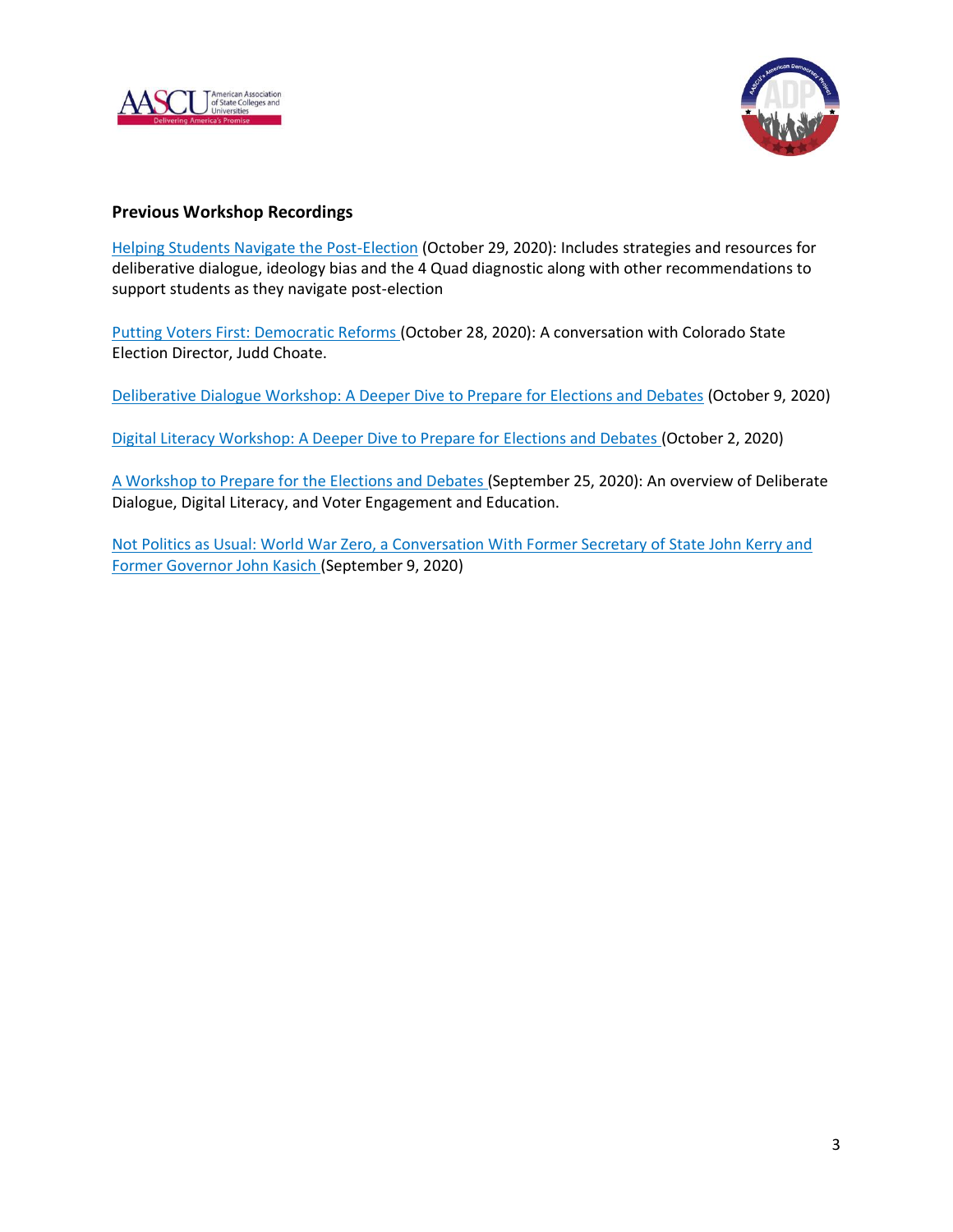### Previous Workshop Recordings

Helping Students Navigate the Post-Election (October 29, 2020): Includes strategies and resources for deliberative dialogue, ideology bias and the 4 Quad diagnostic along with other recommendations to support students as they navigate post-election

Putting Voters First: Democratic Reforms (October 28, 2020): A conversation with Colorado State Election Director, Judd Choate.

Deliberative Dialogue Workshop: A Deeper Dive to Prepare for Elections and Debates (October 9, 2020)

Digital Literacy Workshop: A Deeper Dive to Prepare for Elections and Debates (October 2, 2020)

A Workshop to Prepare for the Elections and Debates (September 25, 2020): An overview of Deliberate Dialogue, Digital Literacy, and Voter Engagement and Education.

Not Politics as Usual: World War Zero, a Conversation With Former Secretary of State John Kerry and Former Governor John Kasich (September 9, 2020)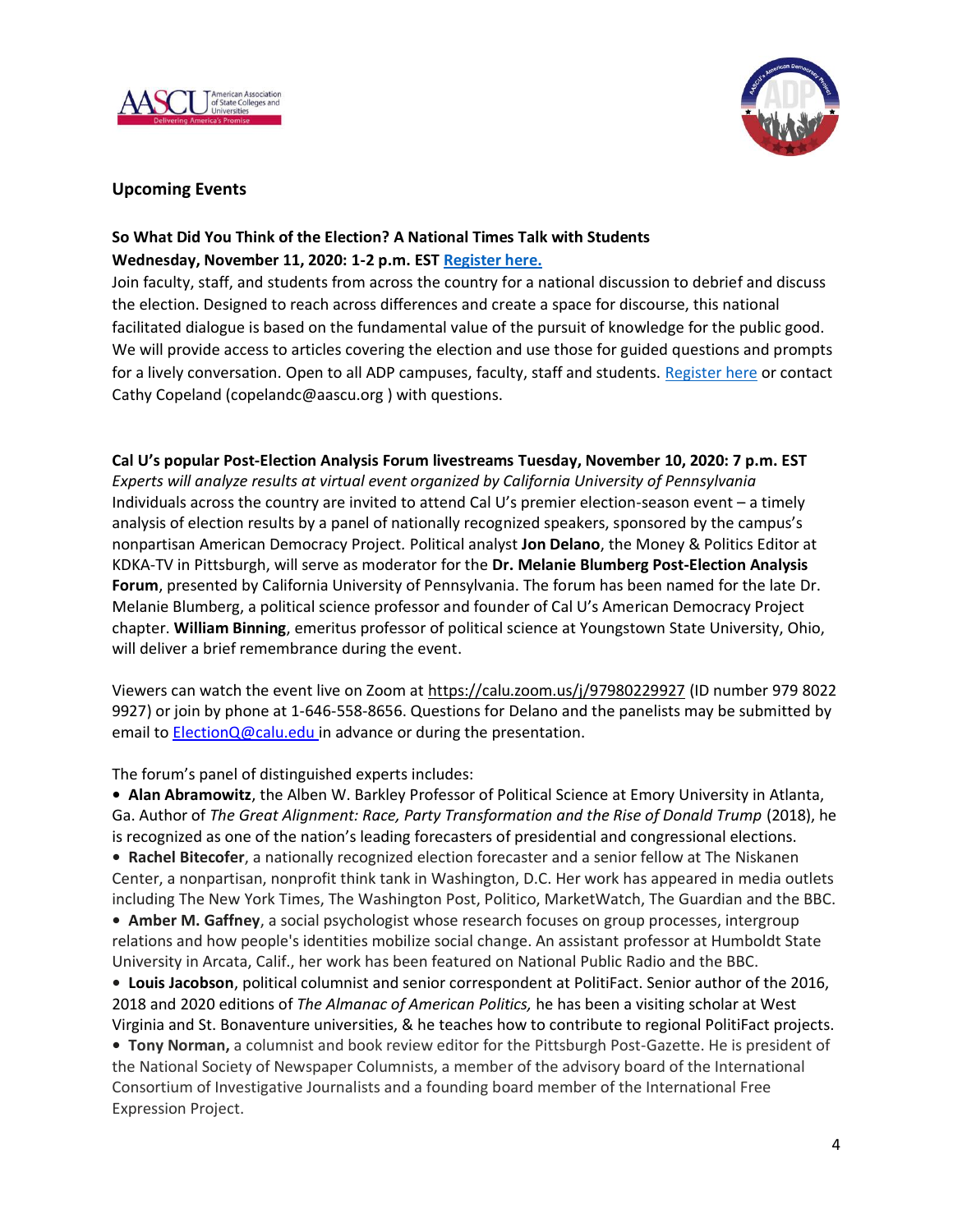## Upcoming Events

**So What Did You Think of the Election? A National Times Talk with Students**
**Wednesday, November 11, 2020: 1-2 p.m. EST [Register here.]()**

Join faculty, staff, and students from across the country for a national discussion to debrief and discuss the election. Designed to reach across differences and create a space for discourse, this national facilitated dialogue is based on the fundamental value of the pursuit of knowledge for the public good. We will provide access to articles covering the election and use those for guided questions and prompts for a lively conversation. Open to all ADP campuses, faculty, staff and students. [Register here]() or contact Cathy Copeland (copelandc@aascu.org ) with questions.

**Cal U's popular Post-Election Analysis Forum livestreams Tuesday, November 10, 2020: 7 p.m. EST**

*Experts will analyze results at virtual event organized by California University of Pennsylvania*

Individuals across the country are invited to attend Cal U's premier election-season event – a timely analysis of election results by a panel of nationally recognized speakers, sponsored by the campus's nonpartisan American Democracy Project. Political analyst **Jon Delano**, the Money & Politics Editor at KDKA-TV in Pittsburgh, will serve as moderator for the **Dr. Melanie Blumberg Post-Election Analysis Forum**, presented by California University of Pennsylvania. The forum has been named for the late Dr. Melanie Blumberg, a political science professor and founder of Cal U's American Democracy Project chapter. **William Binning**, emeritus professor of political science at Youngstown State University, Ohio, will deliver a brief remembrance during the event.

Viewers can watch the event live on Zoom at https://calu.zoom.us/j/97980229927 (ID number 979 8022 9927) or join by phone at 1-646-558-8656. Questions for Delano and the panelists may be submitted by email to [ElectionQ@calu.edu](mailto:ElectionQ@calu.edu) in advance or during the presentation.

The forum's panel of distinguished experts includes:

- **Alan Abramowitz**, the Alben W. Barkley Professor of Political Science at Emory University in Atlanta, Ga. Author of *The Great Alignment: Race, Party Transformation and the Rise of Donald Trump* (2018), he is recognized as one of the nation's leading forecasters of presidential and congressional elections.
- **Rachel Bitecofer**, a nationally recognized election forecaster and a senior fellow at The Niskanen Center, a nonpartisan, nonprofit think tank in Washington, D.C. Her work has appeared in media outlets including The New York Times, The Washington Post, Politico, MarketWatch, The Guardian and the BBC.
- **Amber M. Gaffney**, a social psychologist whose research focuses on group processes, intergroup relations and how people's identities mobilize social change. An assistant professor at Humboldt State University in Arcata, Calif., her work has been featured on National Public Radio and the BBC.
- **Louis Jacobson**, political columnist and senior correspondent at PolitiFact. Senior author of the 2016, 2018 and 2020 editions of *The Almanac of American Politics,* he has been a visiting scholar at West Virginia and St. Bonaventure universities, & he teaches how to contribute to regional PolitiFact projects.
- **Tony Norman,** a columnist and book review editor for the Pittsburgh Post-Gazette. He is president of the National Society of Newspaper Columnists, a member of the advisory board of the International Consortium of Investigative Journalists and a founding board member of the International Free Expression Project.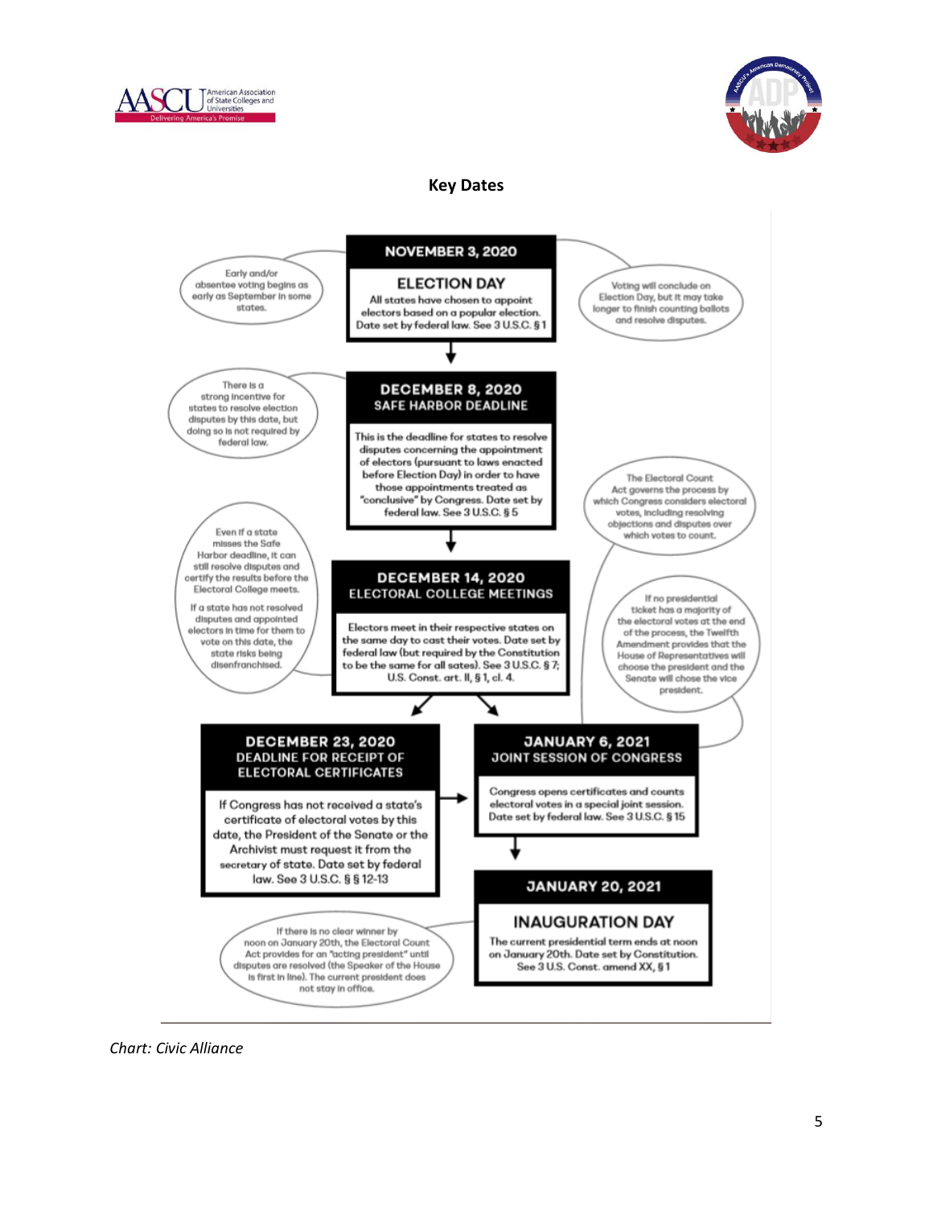## Key Dates

**NOVEMBER 3, 2020**

**ELECTION DAY**

All states have chosen to appoint electors based on a popular election. Date set by federal law. See 3 U.S.C. § 1

*Early and/or absentee voting begins as early as September in some states.*

*Voting will conclude on Election Day, but it may take longer to finish counting ballots and resolve disputes.*

**DECEMBER 8, 2020**

**SAFE HARBOR DEADLINE**

This is the deadline for states to resolve disputes concerning the appointment of electors (pursuant to laws enacted before Election Day) in order to have those appointments treated as "conclusive" by Congress. Date set by federal law. See 3 U.S.C. § 5

*There is a strong incentive for states to resolve election disputes by this date, but doing so is not required by federal law.*

*The Electoral Count Act governs the process by which Congress considers electoral votes, including resolving objections and disputes over which votes to count.*

**DECEMBER 14, 2020**

**ELECTORAL COLLEGE MEETINGS**

Electors meet in their respective states on the same day to cast their votes. Date set by federal law (but required by the Constitution to be the same for all sates). See 3 U.S.C. § 7; U.S. Const. art. II, § 1, cl. 4.

*Even if a state misses the Safe Harbor deadline, it can still resolve disputes and certify the results before the Electoral College meets.*

*If a state has not resolved disputes and appointed electors in time for them to vote on this date, the state risks being disenfranchised.*

*If no presidential ticket has a majority of the electoral votes at the end of the process, the Twelfth Amendment provides that the House of Representatives will choose the president and the Senate will chose the vice president.*

**DECEMBER 23, 2020**

**DEADLINE FOR RECEIPT OF ELECTORAL CERTIFICATES**

If Congress has not received a state's certificate of electoral votes by this date, the President of the Senate or the Archivist must request it from the secretary of state. Date set by federal law. See 3 U.S.C. § § 12-13

**JANUARY 6, 2021**

**JOINT SESSION OF CONGRESS**

Congress opens certificates and counts electoral votes in a special joint session. Date set by federal law. See 3 U.S.C. § 15

**JANUARY 20, 2021**

**INAUGURATION DAY**

The current presidential term ends at noon on January 20th. Date set by Constitution. See 3 U.S. Const. amend XX, § 1

*If there is no clear winner by noon on January 20th, the Electoral Count Act provides for an "acting president" until disputes are resolved (the Speaker of the House is first in line). The current president does not stay in office.*

*Chart: Civic Alliance*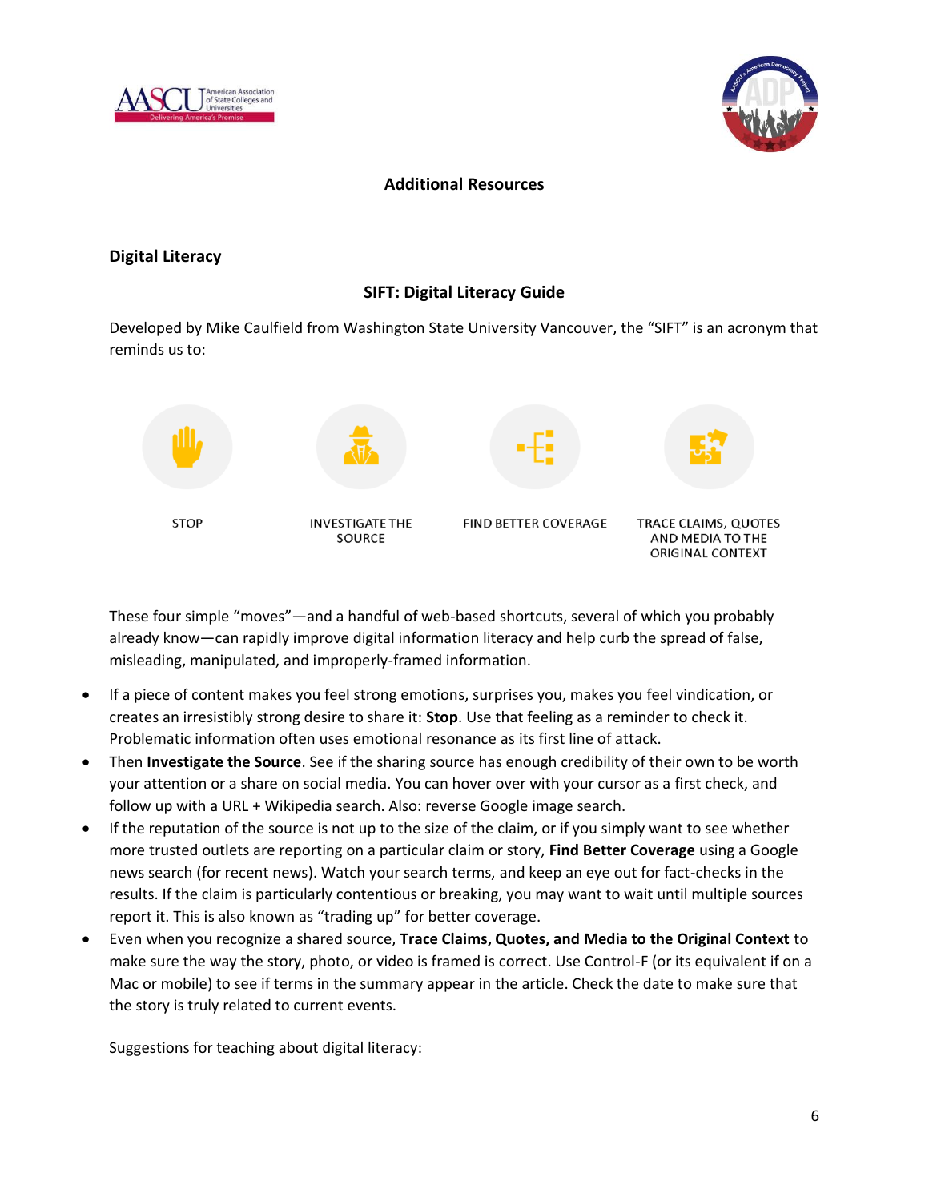## Additional Resources

### Digital Literacy

#### SIFT: Digital Literacy Guide

Developed by Mike Caulfield from Washington State University Vancouver, the “SIFT” is an acronym that reminds us to:

STOP

INVESTIGATE THE SOURCE

FIND BETTER COVERAGE

TRACE CLAIMS, QUOTES AND MEDIA TO THE ORIGINAL CONTEXT

These four simple “moves”—and a handful of web-based shortcuts, several of which you probably already know—can rapidly improve digital information literacy and help curb the spread of false, misleading, manipulated, and improperly-framed information.

- If a piece of content makes you feel strong emotions, surprises you, makes you feel vindication, or creates an irresistibly strong desire to share it: **Stop**. Use that feeling as a reminder to check it. Problematic information often uses emotional resonance as its first line of attack.
- Then **Investigate the Source**. See if the sharing source has enough credibility of their own to be worth your attention or a share on social media. You can hover over with your cursor as a first check, and follow up with a URL + Wikipedia search. Also: reverse Google image search.
- If the reputation of the source is not up to the size of the claim, or if you simply want to see whether more trusted outlets are reporting on a particular claim or story, **Find Better Coverage** using a Google news search (for recent news). Watch your search terms, and keep an eye out for fact-checks in the results. If the claim is particularly contentious or breaking, you may want to wait until multiple sources report it. This is also known as “trading up” for better coverage.
- Even when you recognize a shared source, **Trace Claims, Quotes, and Media to the Original Context** to make sure the way the story, photo, or video is framed is correct. Use Control-F (or its equivalent if on a Mac or mobile) to see if terms in the summary appear in the article. Check the date to make sure that the story is truly related to current events.

Suggestions for teaching about digital literacy: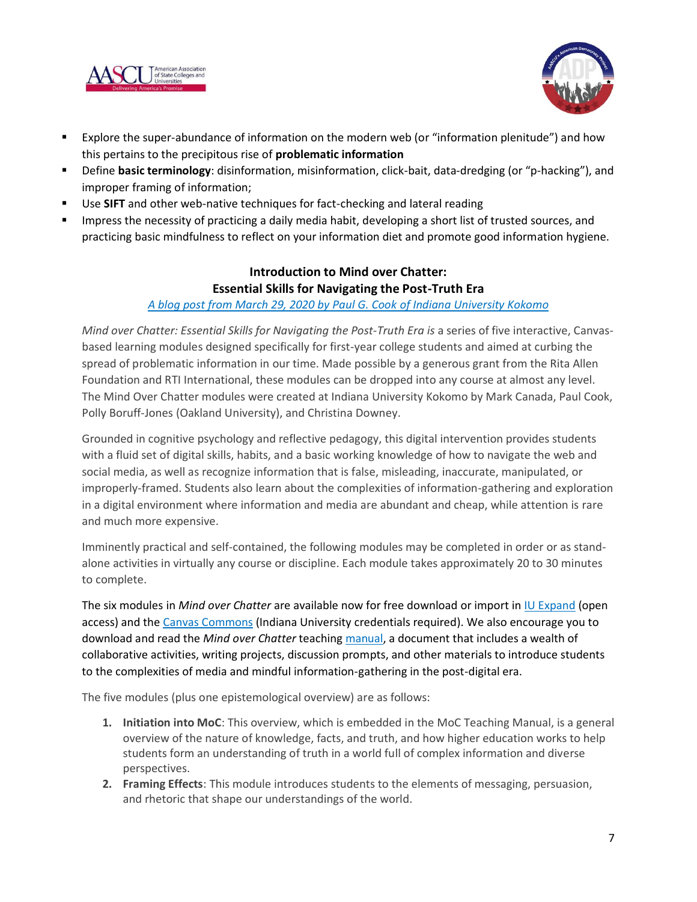- Explore the super-abundance of information on the modern web (or "information plenitude") and how this pertains to the precipitous rise of **problematic information**
- Define **basic terminology**: disinformation, misinformation, click-bait, data-dredging (or "p-hacking"), and improper framing of information;
- Use **SIFT** and other web-native techniques for fact-checking and lateral reading
- Impress the necessity of practicing a daily media habit, developing a short list of trusted sources, and practicing basic mindfulness to reflect on your information diet and promote good information hygiene.

## Introduction to Mind over Chatter: Essential Skills for Navigating the Post-Truth Era

*A blog post from March 29, 2020 by Paul G. Cook of Indiana University Kokomo*

*Mind over Chatter: Essential Skills for Navigating the Post-Truth Era is* a series of five interactive, Canvas-based learning modules designed specifically for first-year college students and aimed at curbing the spread of problematic information in our time. Made possible by a generous grant from the Rita Allen Foundation and RTI International, these modules can be dropped into any course at almost any level. The Mind Over Chatter modules were created at Indiana University Kokomo by Mark Canada, Paul Cook, Polly Boruff-Jones (Oakland University), and Christina Downey.

Grounded in cognitive psychology and reflective pedagogy, this digital intervention provides students with a fluid set of digital skills, habits, and a basic working knowledge of how to navigate the web and social media, as well as recognize information that is false, misleading, inaccurate, manipulated, or improperly-framed. Students also learn about the complexities of information-gathering and exploration in a digital environment where information and media are abundant and cheap, while attention is rare and much more expensive.

Imminently practical and self-contained, the following modules may be completed in order or as stand-alone activities in virtually any course or discipline. Each module takes approximately 20 to 30 minutes to complete.

The six modules in *Mind over Chatter* are available now for free download or import in IU Expand (open access) and the Canvas Commons (Indiana University credentials required). We also encourage you to download and read the *Mind over Chatter* teaching manual, a document that includes a wealth of collaborative activities, writing projects, discussion prompts, and other materials to introduce students to the complexities of media and mindful information-gathering in the post-digital era.

The five modules (plus one epistemological overview) are as follows:

1. **Initiation into MoC**: This overview, which is embedded in the MoC Teaching Manual, is a general overview of the nature of knowledge, facts, and truth, and how higher education works to help students form an understanding of truth in a world full of complex information and diverse perspectives.
2. **Framing Effects**: This module introduces students to the elements of messaging, persuasion, and rhetoric that shape our understandings of the world.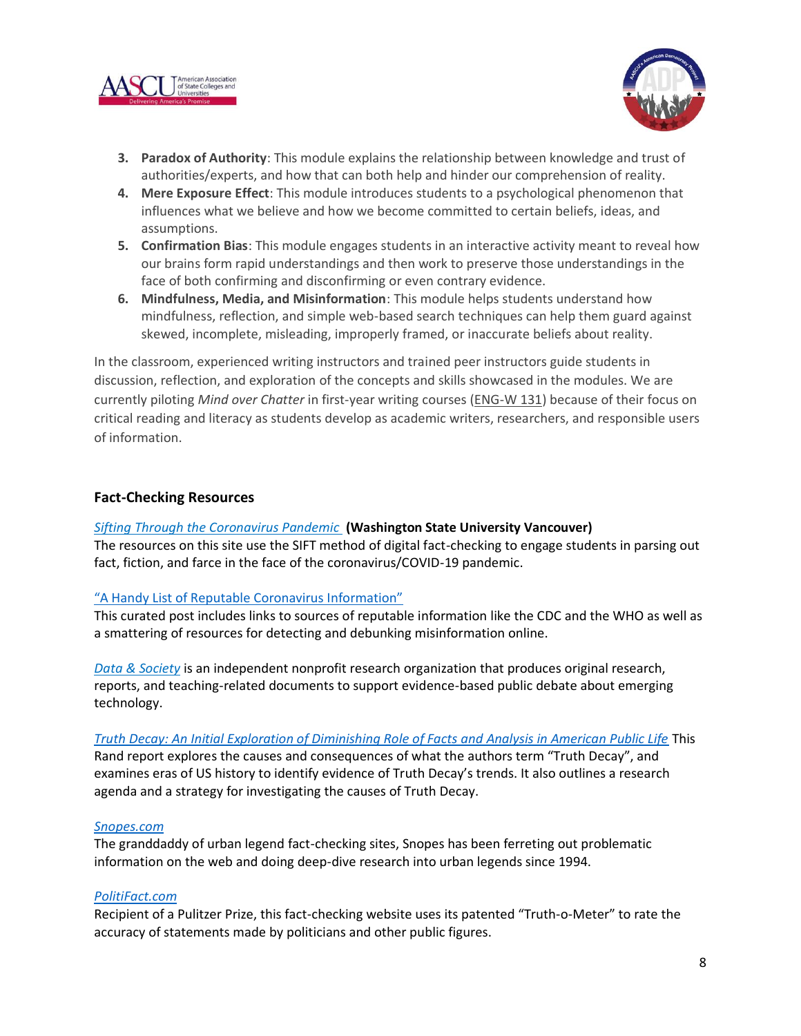3. **Paradox of Authority**: This module explains the relationship between knowledge and trust of authorities/experts, and how that can both help and hinder our comprehension of reality.
4. **Mere Exposure Effect**: This module introduces students to a psychological phenomenon that influences what we believe and how we become committed to certain beliefs, ideas, and assumptions.
5. **Confirmation Bias**: This module engages students in an interactive activity meant to reveal how our brains form rapid understandings and then work to preserve those understandings in the face of both confirming and disconfirming or even contrary evidence.
6. **Mindfulness, Media, and Misinformation**: This module helps students understand how mindfulness, reflection, and simple web-based search techniques can help them guard against skewed, incomplete, misleading, improperly framed, or inaccurate beliefs about reality.

In the classroom, experienced writing instructors and trained peer instructors guide students in discussion, reflection, and exploration of the concepts and skills showcased in the modules. We are currently piloting *Mind over Chatter* in first-year writing courses (ENG-W 131) because of their focus on critical reading and literacy as students develop as academic writers, researchers, and responsible users of information.

### Fact-Checking Resources

*Sifting Through the Coronavirus Pandemic* **(Washington State University Vancouver)**
The resources on this site use the SIFT method of digital fact-checking to engage students in parsing out fact, fiction, and farce in the face of the coronavirus/COVID-19 pandemic.

"A Handy List of Reputable Coronavirus Information"
This curated post includes links to sources of reputable information like the CDC and the WHO as well as a smattering of resources for detecting and debunking misinformation online.

*Data & Society* is an independent nonprofit research organization that produces original research, reports, and teaching-related documents to support evidence-based public debate about emerging technology.

*Truth Decay: An Initial Exploration of Diminishing Role of Facts and Analysis in American Public Life* This Rand report explores the causes and consequences of what the authors term "Truth Decay", and examines eras of US history to identify evidence of Truth Decay's trends. It also outlines a research agenda and a strategy for investigating the causes of Truth Decay.

*Snopes.com*
The granddaddy of urban legend fact-checking sites, Snopes has been ferreting out problematic information on the web and doing deep-dive research into urban legends since 1994.

*PolitiFact.com*
Recipient of a Pulitzer Prize, this fact-checking website uses its patented "Truth-o-Meter" to rate the accuracy of statements made by politicians and other public figures.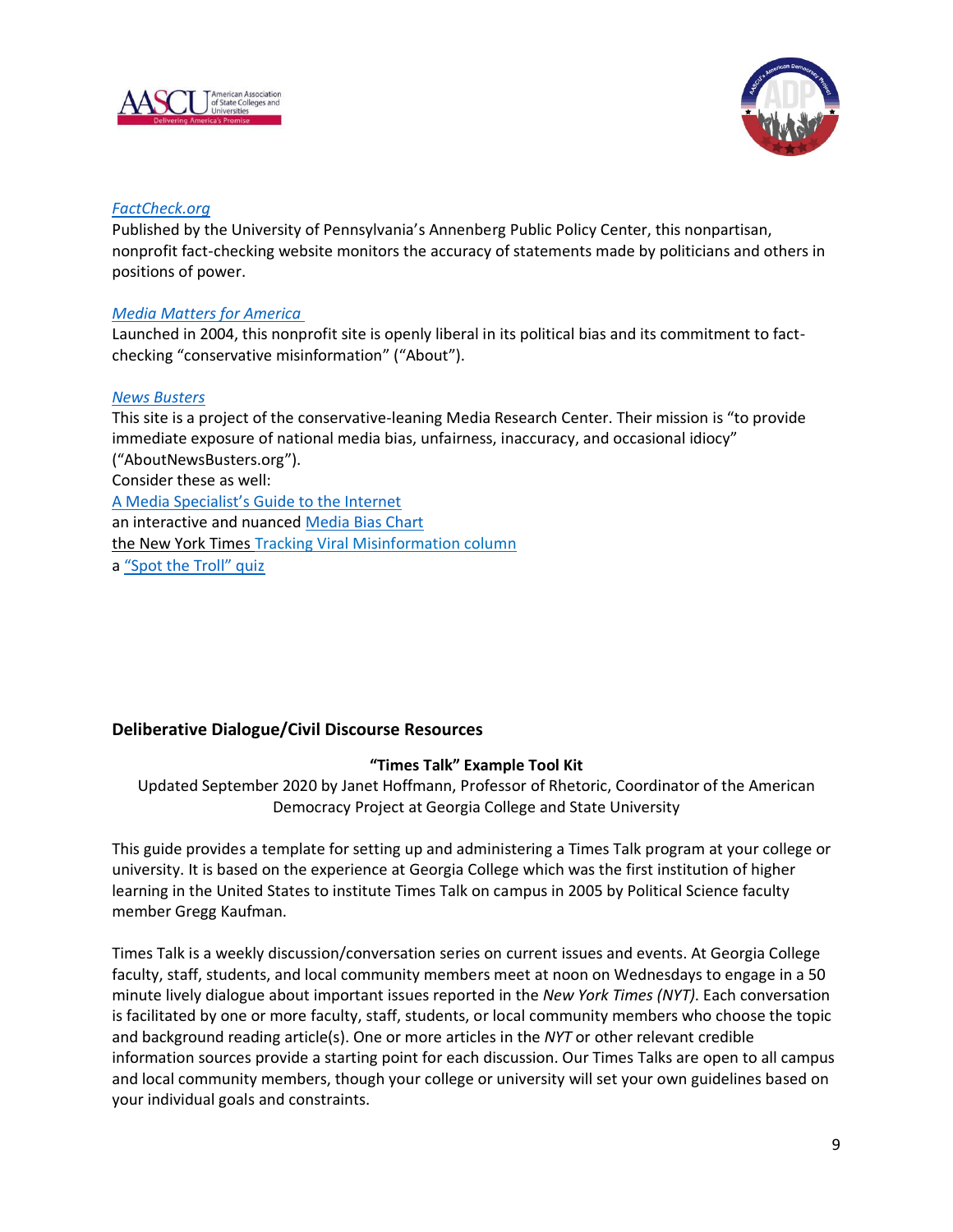*[FactCheck.org](#)*
Published by the University of Pennsylvania's Annenberg Public Policy Center, this nonpartisan, nonprofit fact-checking website monitors the accuracy of statements made by politicians and others in positions of power.

*[Media Matters for America](#)*
Launched in 2004, this nonprofit site is openly liberal in its political bias and its commitment to fact-checking "conservative misinformation" ("About").

*[News Busters](#)*
This site is a project of the conservative-leaning Media Research Center. Their mission is "to provide immediate exposure of national media bias, unfairness, inaccuracy, and occasional idiocy" ("AboutNewsBusters.org").
Consider these as well:
[A Media Specialist's Guide to the Internet](#)
an interactive and nuanced [Media Bias Chart](#)
the New York Times [Tracking Viral Misinformation column](#)
a ["Spot the Troll" quiz](#)

### Deliberative Dialogue/Civil Discourse Resources

**"Times Talk" Example Tool Kit**

Updated September 2020 by Janet Hoffmann, Professor of Rhetoric, Coordinator of the American Democracy Project at Georgia College and State University

This guide provides a template for setting up and administering a Times Talk program at your college or university. It is based on the experience at Georgia College which was the first institution of higher learning in the United States to institute Times Talk on campus in 2005 by Political Science faculty member Gregg Kaufman.

Times Talk is a weekly discussion/conversation series on current issues and events. At Georgia College faculty, staff, students, and local community members meet at noon on Wednesdays to engage in a 50 minute lively dialogue about important issues reported in the *New York Times (NYT)*. Each conversation is facilitated by one or more faculty, staff, students, or local community members who choose the topic and background reading article(s). One or more articles in the *NYT* or other relevant credible information sources provide a starting point for each discussion. Our Times Talks are open to all campus and local community members, though your college or university will set your own guidelines based on your individual goals and constraints.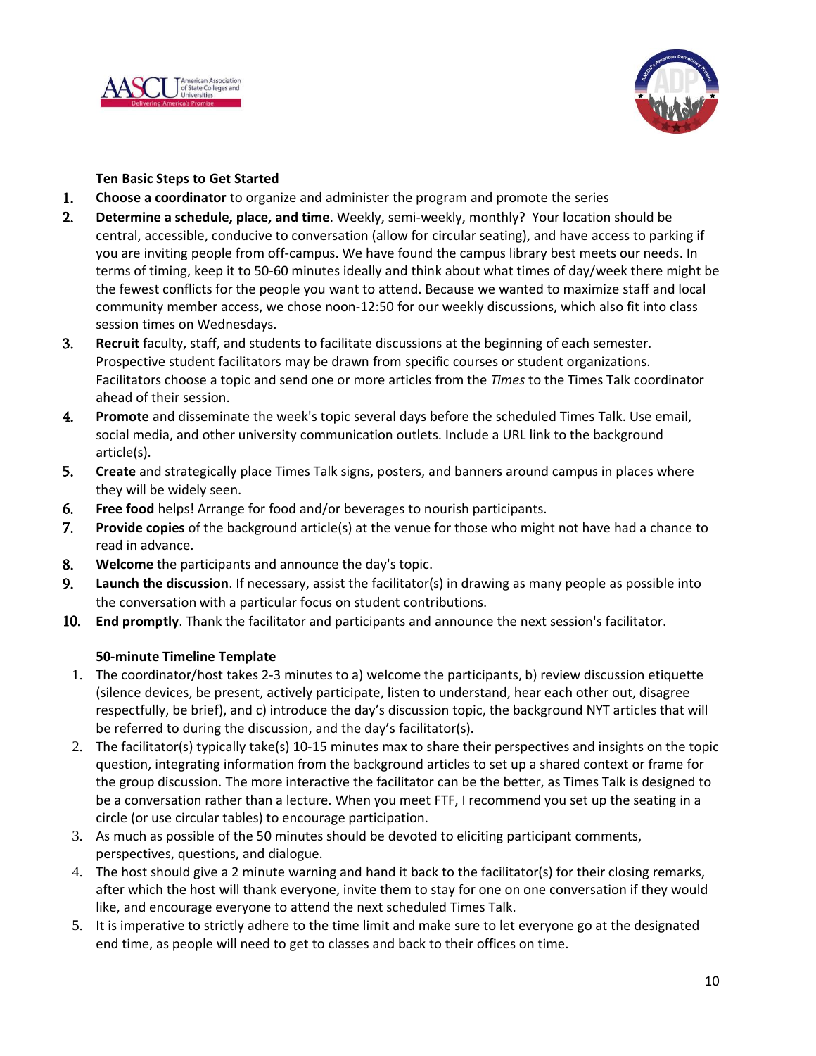### Ten Basic Steps to Get Started

1. **Choose a coordinator** to organize and administer the program and promote the series
2. **Determine a schedule, place, and time**. Weekly, semi-weekly, monthly? Your location should be central, accessible, conducive to conversation (allow for circular seating), and have access to parking if you are inviting people from off-campus. We have found the campus library best meets our needs. In terms of timing, keep it to 50-60 minutes ideally and think about what times of day/week there might be the fewest conflicts for the people you want to attend. Because we wanted to maximize staff and local community member access, we chose noon-12:50 for our weekly discussions, which also fit into class session times on Wednesdays.
3. **Recruit** faculty, staff, and students to facilitate discussions at the beginning of each semester. Prospective student facilitators may be drawn from specific courses or student organizations. Facilitators choose a topic and send one or more articles from the *Times* to the Times Talk coordinator ahead of their session.
4. **Promote** and disseminate the week's topic several days before the scheduled Times Talk. Use email, social media, and other university communication outlets. Include a URL link to the background article(s).
5. **Create** and strategically place Times Talk signs, posters, and banners around campus in places where they will be widely seen.
6. **Free food** helps! Arrange for food and/or beverages to nourish participants.
7. **Provide copies** of the background article(s) at the venue for those who might not have had a chance to read in advance.
8. **Welcome** the participants and announce the day's topic.
9. **Launch the discussion**. If necessary, assist the facilitator(s) in drawing as many people as possible into the conversation with a particular focus on student contributions.
10. **End promptly**. Thank the facilitator and participants and announce the next session's facilitator.

### 50-minute Timeline Template

1. The coordinator/host takes 2-3 minutes to a) welcome the participants, b) review discussion etiquette (silence devices, be present, actively participate, listen to understand, hear each other out, disagree respectfully, be brief), and c) introduce the day's discussion topic, the background NYT articles that will be referred to during the discussion, and the day's facilitator(s).
2. The facilitator(s) typically take(s) 10-15 minutes max to share their perspectives and insights on the topic question, integrating information from the background articles to set up a shared context or frame for the group discussion. The more interactive the facilitator can be the better, as Times Talk is designed to be a conversation rather than a lecture. When you meet FTF, I recommend you set up the seating in a circle (or use circular tables) to encourage participation.
3. As much as possible of the 50 minutes should be devoted to eliciting participant comments, perspectives, questions, and dialogue.
4. The host should give a 2 minute warning and hand it back to the facilitator(s) for their closing remarks, after which the host will thank everyone, invite them to stay for one on one conversation if they would like, and encourage everyone to attend the next scheduled Times Talk.
5. It is imperative to strictly adhere to the time limit and make sure to let everyone go at the designated end time, as people will need to get to classes and back to their offices on time.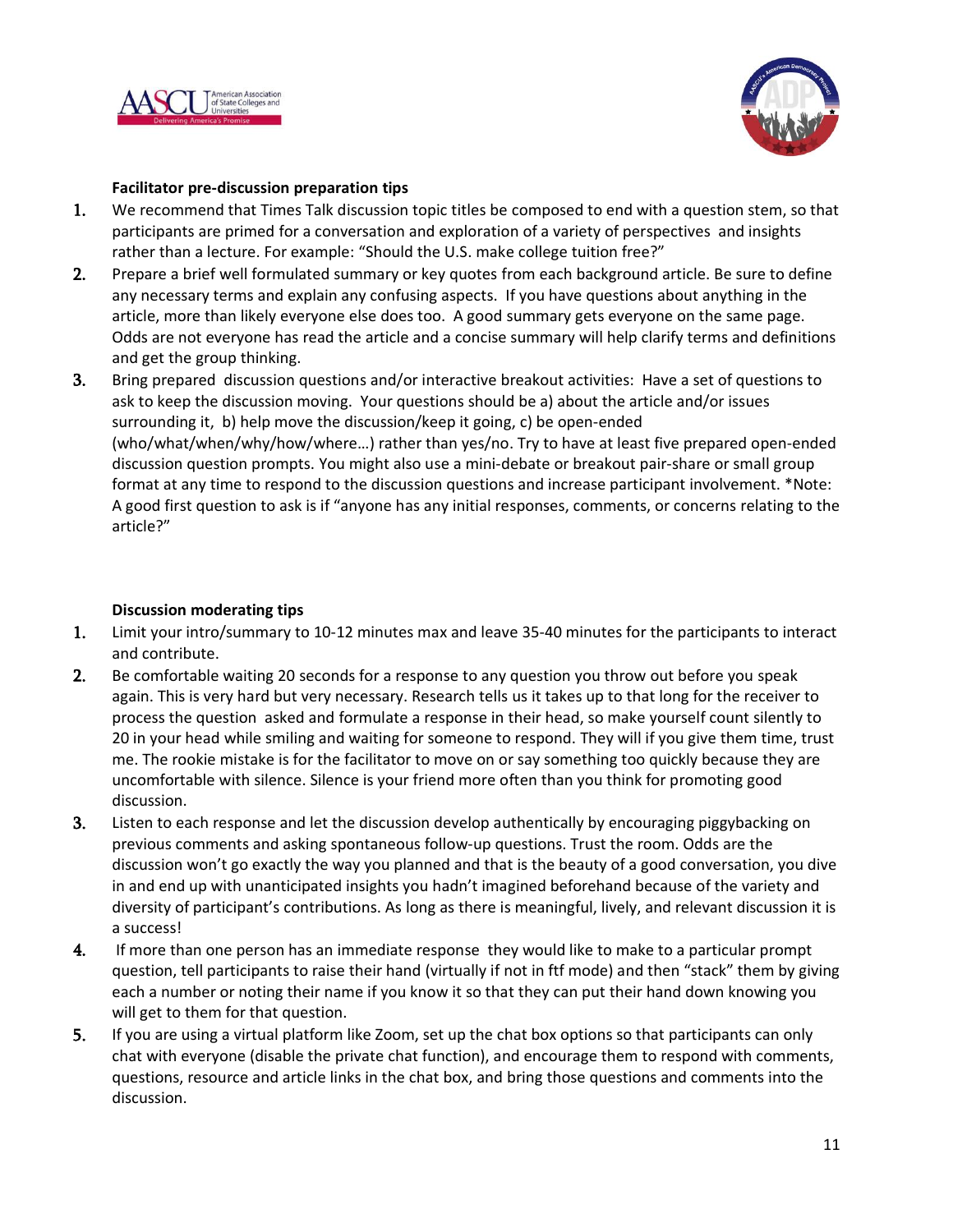**Facilitator pre-discussion preparation tips**

1. We recommend that Times Talk discussion topic titles be composed to end with a question stem, so that participants are primed for a conversation and exploration of a variety of perspectives and insights rather than a lecture. For example: "Should the U.S. make college tuition free?"
2. Prepare a brief well formulated summary or key quotes from each background article. Be sure to define any necessary terms and explain any confusing aspects. If you have questions about anything in the article, more than likely everyone else does too. A good summary gets everyone on the same page. Odds are not everyone has read the article and a concise summary will help clarify terms and definitions and get the group thinking.
3. Bring prepared discussion questions and/or interactive breakout activities: Have a set of questions to ask to keep the discussion moving. Your questions should be a) about the article and/or issues surrounding it, b) help move the discussion/keep it going, c) be open-ended (who/what/when/why/how/where…) rather than yes/no. Try to have at least five prepared open-ended discussion question prompts. You might also use a mini-debate or breakout pair-share or small group format at any time to respond to the discussion questions and increase participant involvement. *Note: A good first question to ask is if "anyone has any initial responses, comments, or concerns relating to the article?"

**Discussion moderating tips**

1. Limit your intro/summary to 10-12 minutes max and leave 35-40 minutes for the participants to interact and contribute.
2. Be comfortable waiting 20 seconds for a response to any question you throw out before you speak again. This is very hard but very necessary. Research tells us it takes up to that long for the receiver to process the question asked and formulate a response in their head, so make yourself count silently to 20 in your head while smiling and waiting for someone to respond. They will if you give them time, trust me. The rookie mistake is for the facilitator to move on or say something too quickly because they are uncomfortable with silence. Silence is your friend more often than you think for promoting good discussion.
3. Listen to each response and let the discussion develop authentically by encouraging piggybacking on previous comments and asking spontaneous follow-up questions. Trust the room. Odds are the discussion won't go exactly the way you planned and that is the beauty of a good conversation, you dive in and end up with unanticipated insights you hadn't imagined beforehand because of the variety and diversity of participant's contributions. As long as there is meaningful, lively, and relevant discussion it is a success!
4. If more than one person has an immediate response they would like to make to a particular prompt question, tell participants to raise their hand (virtually if not in ftf mode) and then "stack" them by giving each a number or noting their name if you know it so that they can put their hand down knowing you will get to them for that question.
5. If you are using a virtual platform like Zoom, set up the chat box options so that participants can only chat with everyone (disable the private chat function), and encourage them to respond with comments, questions, resource and article links in the chat box, and bring those questions and comments into the discussion.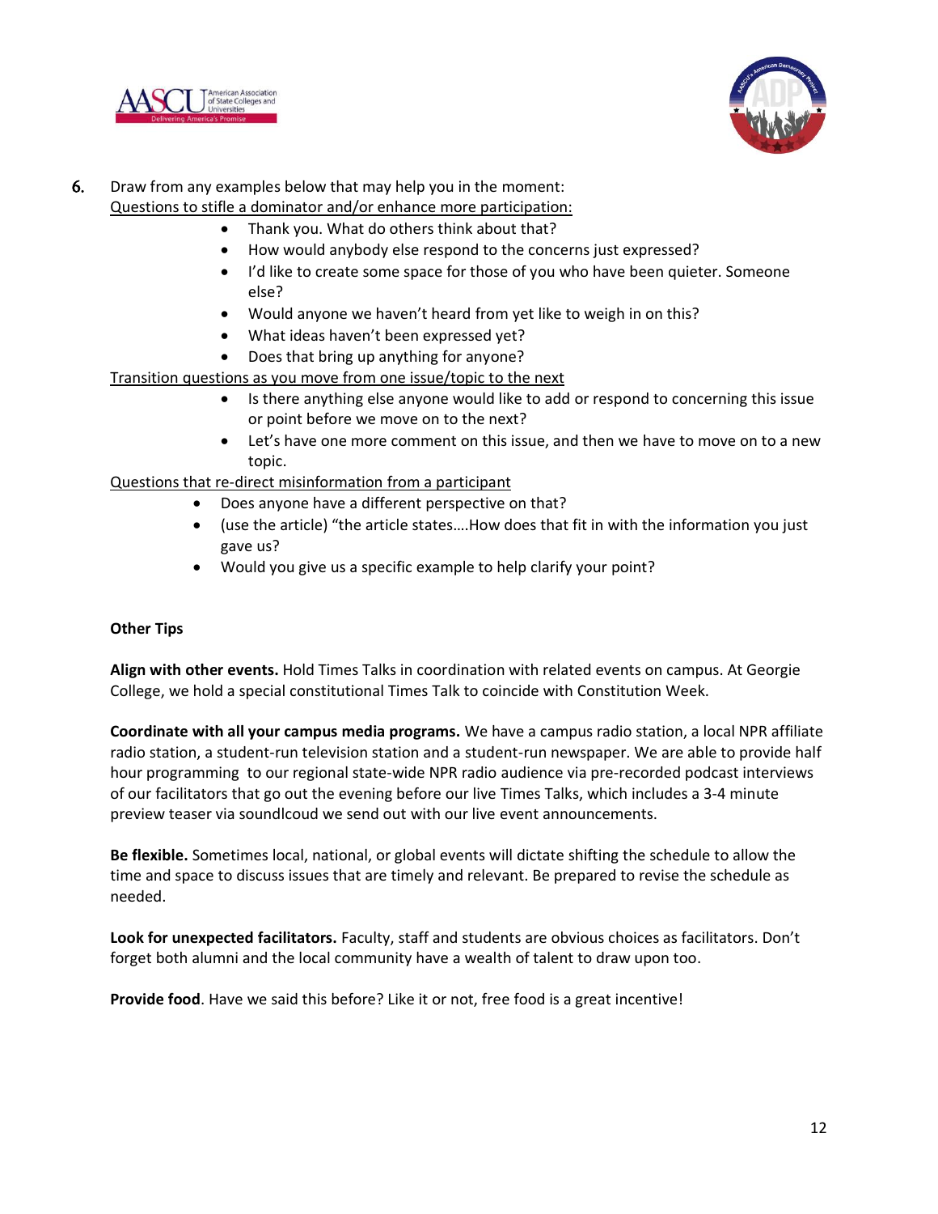6. Draw from any examples below that may help you in the moment:

Questions to stifle a dominator and/or enhance more participation:

- Thank you. What do others think about that?
- How would anybody else respond to the concerns just expressed?
- I'd like to create some space for those of you who have been quieter. Someone else?
- Would anyone we haven't heard from yet like to weigh in on this?
- What ideas haven't been expressed yet?
- Does that bring up anything for anyone?

Transition questions as you move from one issue/topic to the next

- Is there anything else anyone would like to add or respond to concerning this issue or point before we move on to the next?
- Let's have one more comment on this issue, and then we have to move on to a new topic.

Questions that re-direct misinformation from a participant

- Does anyone have a different perspective on that?
- (use the article) "the article states….How does that fit in with the information you just gave us?
- Would you give us a specific example to help clarify your point?

**Other Tips**

**Align with other events.** Hold Times Talks in coordination with related events on campus. At Georgie College, we hold a special constitutional Times Talk to coincide with Constitution Week.

**Coordinate with all your campus media programs.** We have a campus radio station, a local NPR affiliate radio station, a student-run television station and a student-run newspaper. We are able to provide half hour programming to our regional state-wide NPR radio audience via pre-recorded podcast interviews of our facilitators that go out the evening before our live Times Talks, which includes a 3-4 minute preview teaser via soundlcoud we send out with our live event announcements.

**Be flexible.** Sometimes local, national, or global events will dictate shifting the schedule to allow the time and space to discuss issues that are timely and relevant. Be prepared to revise the schedule as needed.

**Look for unexpected facilitators.** Faculty, staff and students are obvious choices as facilitators. Don't forget both alumni and the local community have a wealth of talent to draw upon too.

**Provide food**. Have we said this before? Like it or not, free food is a great incentive!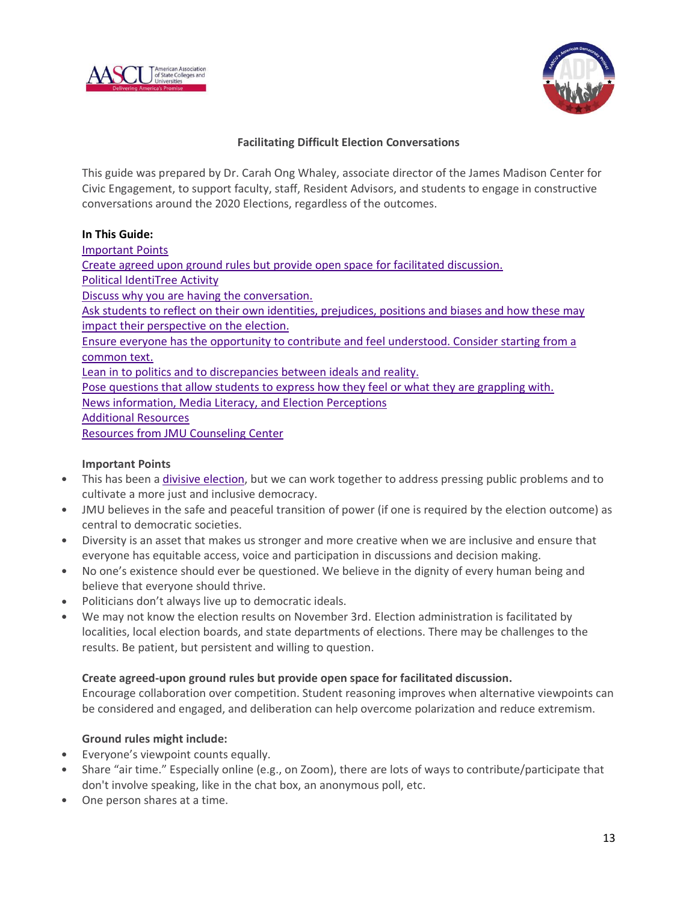## Facilitating Difficult Election Conversations

This guide was prepared by Dr. Carah Ong Whaley, associate director of the James Madison Center for Civic Engagement, to support faculty, staff, Resident Advisors, and students to engage in constructive conversations around the 2020 Elections, regardless of the outcomes.

**In This Guide:**

Important Points
Create agreed upon ground rules but provide open space for facilitated discussion.
Political IdentiTree Activity
Discuss why you are having the conversation.
Ask students to reflect on their own identities, prejudices, positions and biases and how these may impact their perspective on the election.
Ensure everyone has the opportunity to contribute and feel understood. Consider starting from a common text.
Lean in to politics and to discrepancies between ideals and reality.
Pose questions that allow students to express how they feel or what they are grappling with.
News information, Media Literacy, and Election Perceptions
Additional Resources
Resources from JMU Counseling Center

### Important Points

- This has been a divisive election, but we can work together to address pressing public problems and to cultivate a more just and inclusive democracy.
- JMU believes in the safe and peaceful transition of power (if one is required by the election outcome) as central to democratic societies.
- Diversity is an asset that makes us stronger and more creative when we are inclusive and ensure that everyone has equitable access, voice and participation in discussions and decision making.
- No one's existence should ever be questioned. We believe in the dignity of every human being and believe that everyone should thrive.
- Politicians don't always live up to democratic ideals.
- We may not know the election results on November 3rd. Election administration is facilitated by localities, local election boards, and state departments of elections. There may be challenges to the results. Be patient, but persistent and willing to question.

### Create agreed-upon ground rules but provide open space for facilitated discussion.

Encourage collaboration over competition. Student reasoning improves when alternative viewpoints can be considered and engaged, and deliberation can help overcome polarization and reduce extremism.

**Ground rules might include:**

- Everyone's viewpoint counts equally.
- Share "air time." Especially online (e.g., on Zoom), there are lots of ways to contribute/participate that don't involve speaking, like in the chat box, an anonymous poll, etc.
- One person shares at a time.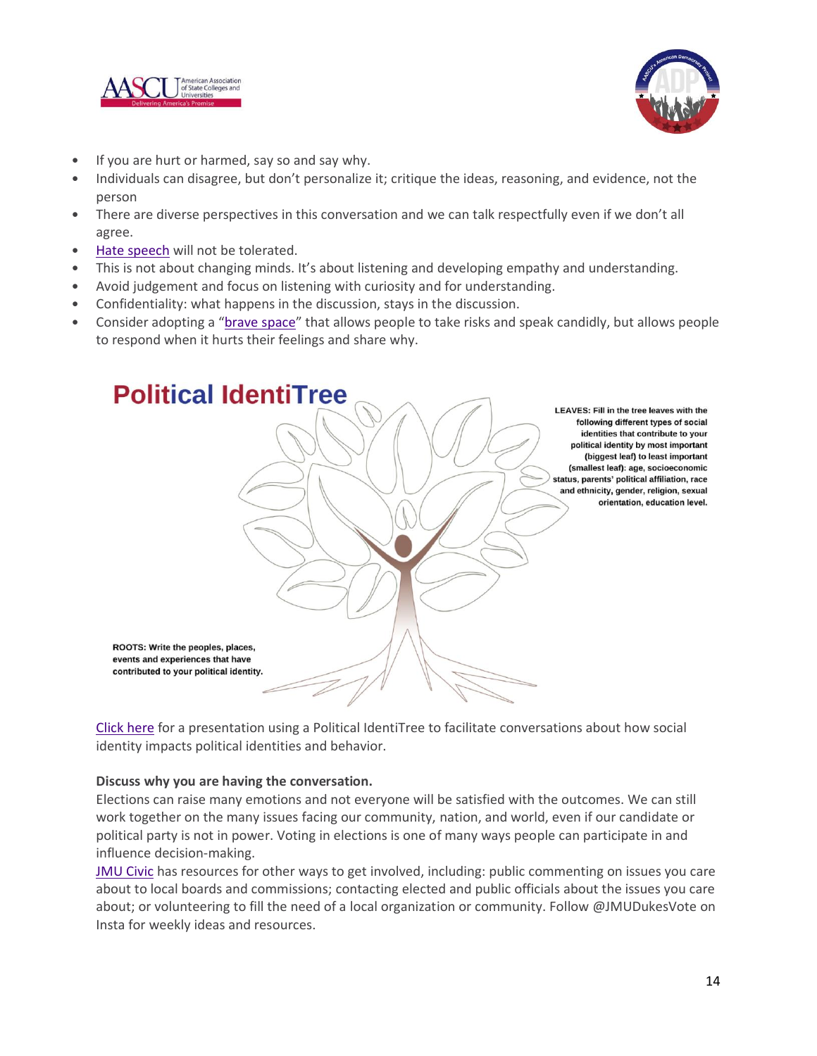- If you are hurt or harmed, say so and say why.
- Individuals can disagree, but don't personalize it; critique the ideas, reasoning, and evidence, not the person
- There are diverse perspectives in this conversation and we can talk respectfully even if we don't all agree.
- Hate speech will not be tolerated.
- This is not about changing minds. It's about listening and developing empathy and understanding.
- Avoid judgement and focus on listening with curiosity and for understanding.
- Confidentiality: what happens in the discussion, stays in the discussion.
- Consider adopting a "brave space" that allows people to take risks and speak candidly, but allows people to respond when it hurts their feelings and share why.

## Political IdentiTree

**LEAVES: Fill in the tree leaves with the following different types of social identities that contribute to your political identity by most important (biggest leaf) to least important (smallest leaf): age, socioeconomic status, parents' political affiliation, race and ethnicity, gender, religion, sexual orientation, education level.**

**ROOTS: Write the peoples, places, events and experiences that have contributed to your political identity.**

Click here for a presentation using a Political IdentiTree to facilitate conversations about how social identity impacts political identities and behavior.

**Discuss why you are having the conversation.**

Elections can raise many emotions and not everyone will be satisfied with the outcomes. We can still work together on the many issues facing our community, nation, and world, even if our candidate or political party is not in power. Voting in elections is one of many ways people can participate in and influence decision-making.

JMU Civic has resources for other ways to get involved, including: public commenting on issues you care about to local boards and commissions; contacting elected and public officials about the issues you care about; or volunteering to fill the need of a local organization or community. Follow @JMUDukesVote on Insta for weekly ideas and resources.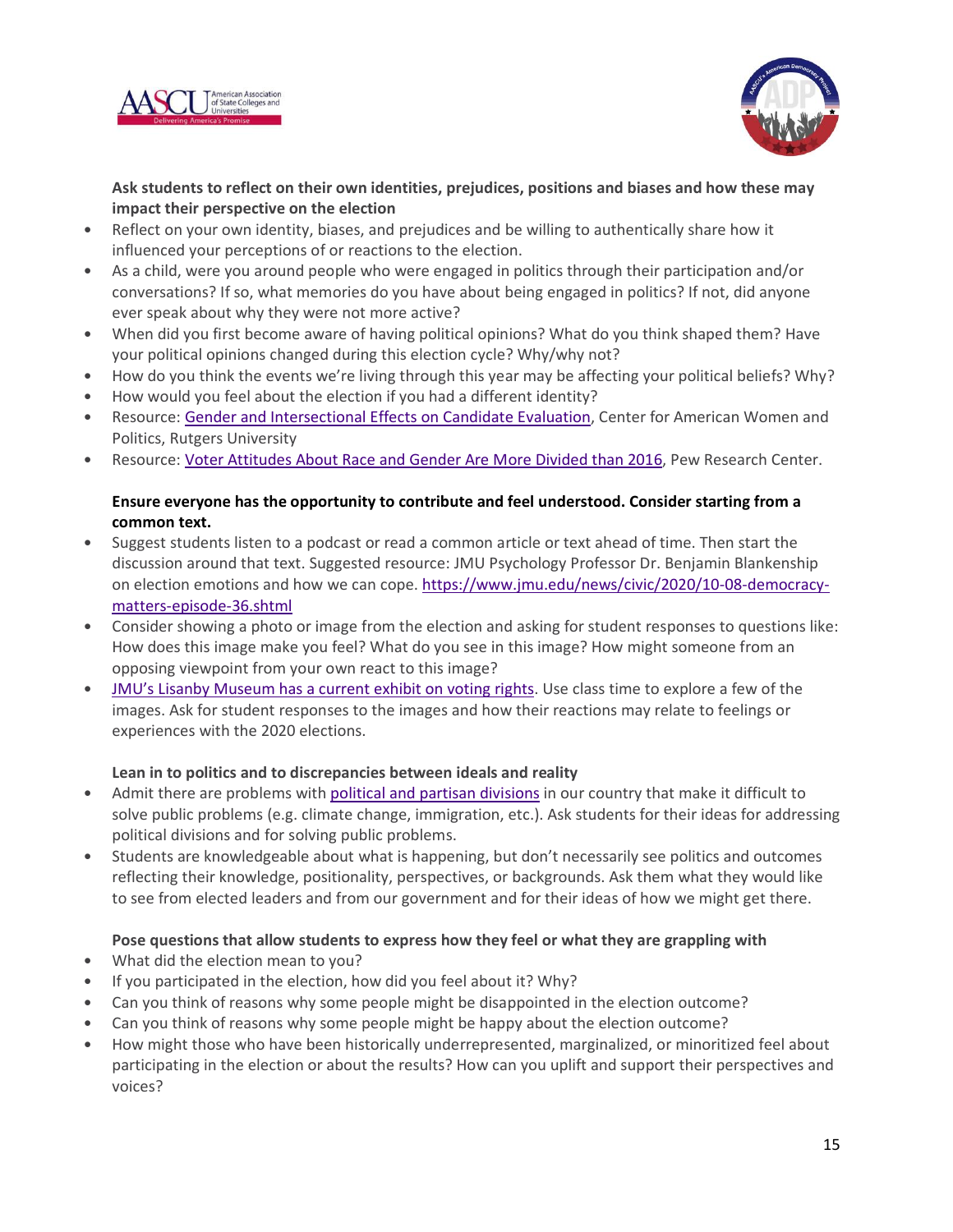**Ask students to reflect on their own identities, prejudices, positions and biases and how these may impact their perspective on the election**

- Reflect on your own identity, biases, and prejudices and be willing to authentically share how it influenced your perceptions of or reactions to the election.
- As a child, were you around people who were engaged in politics through their participation and/or conversations? If so, what memories do you have about being engaged in politics? If not, did anyone ever speak about why they were not more active?
- When did you first become aware of having political opinions? What do you think shaped them? Have your political opinions changed during this election cycle? Why/why not?
- How do you think the events we're living through this year may be affecting your political beliefs? Why?
- How would you feel about the election if you had a different identity?
- Resource: Gender and Intersectional Effects on Candidate Evaluation, Center for American Women and Politics, Rutgers University
- Resource: Voter Attitudes About Race and Gender Are More Divided than 2016, Pew Research Center.

**Ensure everyone has the opportunity to contribute and feel understood. Consider starting from a common text.**

- Suggest students listen to a podcast or read a common article or text ahead of time. Then start the discussion around that text. Suggested resource: JMU Psychology Professor Dr. Benjamin Blankenship on election emotions and how we can cope. https://www.jmu.edu/news/civic/2020/10-08-democracy-matters-episode-36.shtml
- Consider showing a photo or image from the election and asking for student responses to questions like: How does this image make you feel? What do you see in this image? How might someone from an opposing viewpoint from your own react to this image?
- JMU's Lisanby Museum has a current exhibit on voting rights. Use class time to explore a few of the images. Ask for student responses to the images and how their reactions may relate to feelings or experiences with the 2020 elections.

**Lean in to politics and to discrepancies between ideals and reality**

- Admit there are problems with political and partisan divisions in our country that make it difficult to solve public problems (e.g. climate change, immigration, etc.). Ask students for their ideas for addressing political divisions and for solving public problems.
- Students are knowledgeable about what is happening, but don't necessarily see politics and outcomes reflecting their knowledge, positionality, perspectives, or backgrounds. Ask them what they would like to see from elected leaders and from our government and for their ideas of how we might get there.

**Pose questions that allow students to express how they feel or what they are grappling with**

- What did the election mean to you?
- If you participated in the election, how did you feel about it? Why?
- Can you think of reasons why some people might be disappointed in the election outcome?
- Can you think of reasons why some people might be happy about the election outcome?
- How might those who have been historically underrepresented, marginalized, or minoritized feel about participating in the election or about the results? How can you uplift and support their perspectives and voices?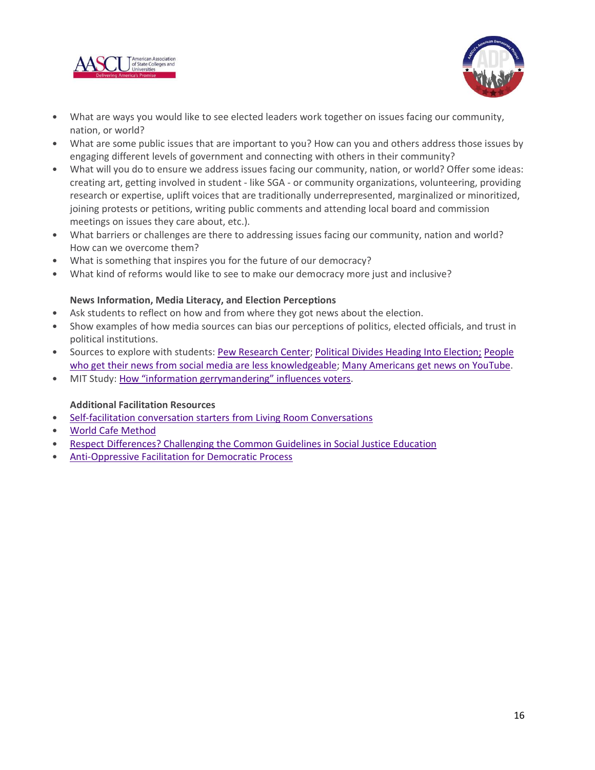- What are ways you would like to see elected leaders work together on issues facing our community, nation, or world?
- What are some public issues that are important to you? How can you and others address those issues by engaging different levels of government and connecting with others in their community?
- What will you do to ensure we address issues facing our community, nation, or world? Offer some ideas: creating art, getting involved in student - like SGA - or community organizations, volunteering, providing research or expertise, uplift voices that are traditionally underrepresented, marginalized or minoritized, joining protests or petitions, writing public comments and attending local board and commission meetings on issues they care about, etc.).
- What barriers or challenges are there to addressing issues facing our community, nation and world? How can we overcome them?
- What is something that inspires you for the future of our democracy?
- What kind of reforms would like to see to make our democracy more just and inclusive?

**News Information, Media Literacy, and Election Perceptions**

- Ask students to reflect on how and from where they got news about the election.
- Show examples of how media sources can bias our perceptions of politics, elected officials, and trust in political institutions.
- Sources to explore with students: Pew Research Center; Political Divides Heading Into Election; People who get their news from social media are less knowledgeable; Many Americans get news on YouTube.
- MIT Study: How "information gerrymandering" influences voters.

**Additional Facilitation Resources**

- Self-facilitation conversation starters from Living Room Conversations
- World Cafe Method
- Respect Differences? Challenging the Common Guidelines in Social Justice Education
- Anti-Oppressive Facilitation for Democratic Process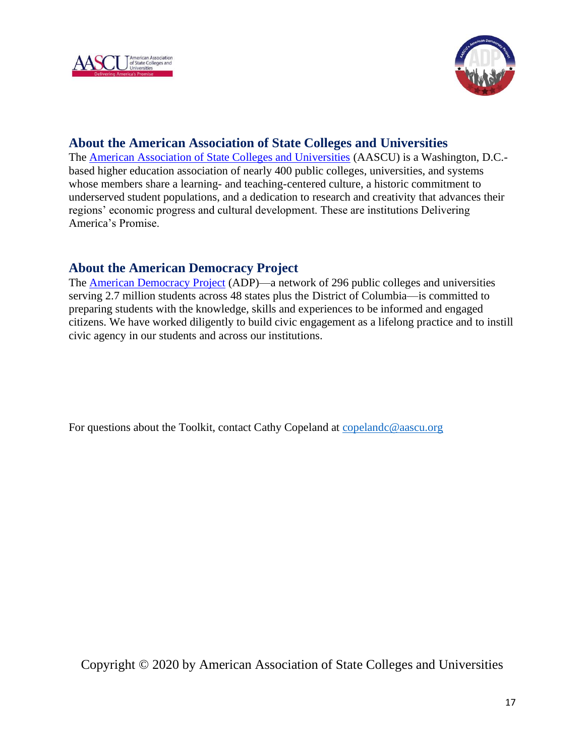## About the American Association of State Colleges and Universities

The American Association of State Colleges and Universities (AASCU) is a Washington, D.C.-based higher education association of nearly 400 public colleges, universities, and systems whose members share a learning- and teaching-centered culture, a historic commitment to underserved student populations, and a dedication to research and creativity that advances their regions' economic progress and cultural development. These are institutions Delivering America's Promise.

## About the American Democracy Project

The American Democracy Project (ADP)—a network of 296 public colleges and universities serving 2.7 million students across 48 states plus the District of Columbia—is committed to preparing students with the knowledge, skills and experiences to be informed and engaged citizens. We have worked diligently to build civic engagement as a lifelong practice and to instill civic agency in our students and across our institutions.

For questions about the Toolkit, contact Cathy Copeland at copelandc@aascu.org

Copyright © 2020 by American Association of State Colleges and Universities